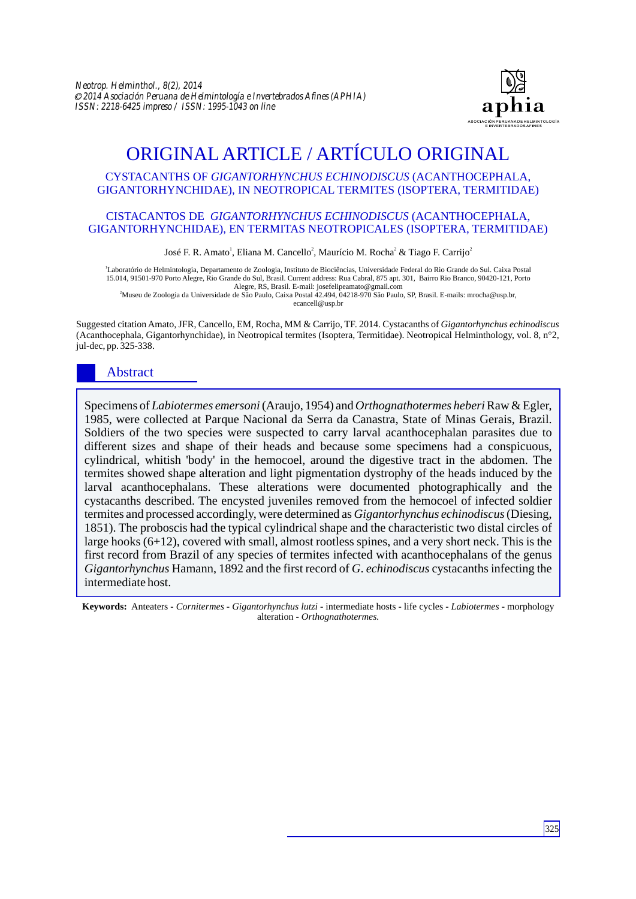# ORIGINAL ARTICLE / ARTÍCULO ORIGINAL

## CYSTACANTHS OF *GIGANTORHYNCHUS ECHINODISCUS* (ACANTHOCEPHALA, GIGANTORHYNCHIDAE), IN NEOTROPICAL TERMITES (ISOPTERA, TERMITIDAE)

## CISTACANTOS DE *GIGANTORHYNCHUS ECHINODISCUS* (ACANTHOCEPHALA, GIGANTORHYNCHIDAE), EN TERMITAS NEOTROPICALES (ISOPTERA, TERMITIDAE)

José F. R. Amato[1], Eliana M. Cancello[2], Maurício M. Rocha[2] & Tiago F. Carrijo[2]

[1]Laboratório de Helmintologia, Departamento de Zoologia, Instituto de Biociências, Universidade Federal do Rio Grande do Sul. Caixa Postal 15.014, 91501-970 Porto Alegre, Rio Grande do Sul, Brasil. Current address: Rua Cabral, 875 apt. 301, Bairro Rio Branco, 90420-121, Porto Alegre, RS, Brasil. E-mail: josefelipeamato@gmail.com

[2]Museu de Zoologia da Universidade de São Paulo, Caixa Postal 42.494, 04218-970 São Paulo, SP, Brasil. E-mails: mrocha@usp.br, ecancell@usp.br

Suggested citation Amato, JFR, Cancello, EM, Rocha, MM & Carrijo, TF. 2014. Cystacanths of *Gigantorhynchus echinodiscus* (Acanthocephala, Gigantorhynchidae), in Neotropical termites (Isoptera, Termitidae). Neotropical Helminthology, vol. 8, n°2, jul-dec, pp. 325-338.

## Abstract

Specimens of *Labiotermes emersoni* (Araujo, 1954) and *Orthognathotermes heberi* Raw & Egler, 1985, were collected at Parque Nacional da Serra da Canastra, State of Minas Gerais, Brazil. Soldiers of the two species were suspected to carry larval acanthocephalan parasites due to different sizes and shape of their heads and because some specimens had a conspicuous, cylindrical, whitish 'body' in the hemocoel, around the digestive tract in the abdomen. The termites showed shape alteration and light pigmentation dystrophy of the heads induced by the larval acanthocephalans. These alterations were documented photographically and the cystacanths described. The encysted juveniles removed from the hemocoel of infected soldier termites and processed accordingly, were determined as *Gigantorhynchus echinodiscus* (Diesing, 1851). The proboscis had the typical cylindrical shape and the characteristic two distal circles of large hooks (6+12), covered with small, almost rootless spines, and a very short neck. This is the first record from Brazil of any species of termites infected with acanthocephalans of the genus *Gigantorhynchus* Hamann, 1892 and the first record of *G*. *echinodiscus* cystacanths infecting the intermediate host.

**Keywords:** Anteaters - *Cornitermes* - *Gigantorhynchus lutzi* - intermediate hosts - life cycles - *Labiotermes* - morphology alteration - *Orthognathotermes.*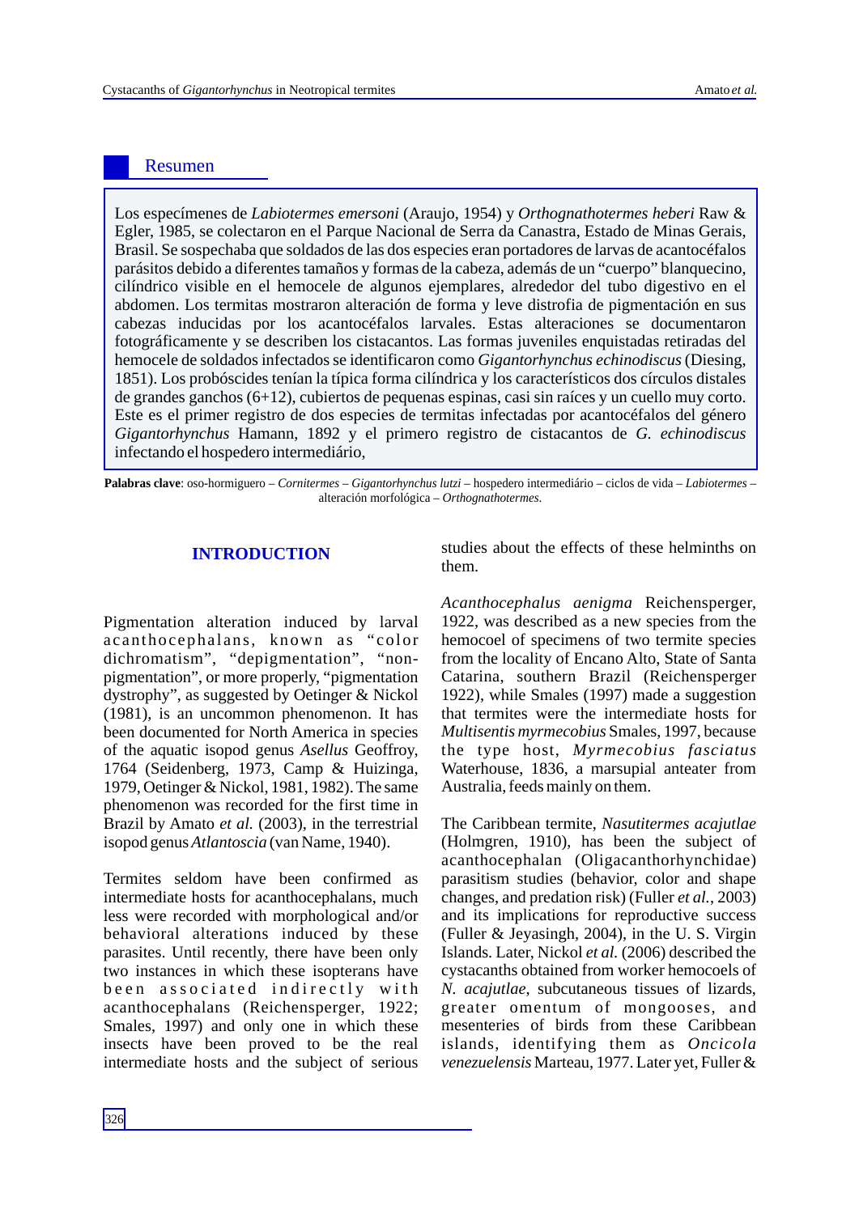## Resumen

Los especímenes de *Labiotermes emersoni* (Araujo, 1954) y *Orthognathotermes heberi* Raw & Egler, 1985, se colectaron en el Parque Nacional de Serra da Canastra, Estado de Minas Gerais, Brasil. Se sospechaba que soldados de las dos especies eran portadores de larvas de acantocéfalos parásitos debido a diferentes tamaños y formas de la cabeza, además de un "cuerpo" blanquecino, cilíndrico visible en el hemocele de algunos ejemplares, alrededor del tubo digestivo en el abdomen. Los termitas mostraron alteración de forma y leve distrofia de pigmentación en sus cabezas inducidas por los acantocéfalos larvales. Estas alteraciones se documentaron fotográficamente y se describen los cistacantos. Las formas juveniles enquistadas retiradas del hemocele de soldados infectados se identificaron como *Gigantorhynchus echinodiscus* (Diesing, 1851). Los probóscides tenían la típica forma cilíndrica y los característicos dos círculos distales de grandes ganchos (6+12), cubiertos de pequenas espinas, casi sin raíces y un cuello muy corto. Este es el primer registro de dos especies de termitas infectadas por acantocéfalos del género *Gigantorhynchus* Hamann, 1892 y el primero registro de cistacantos de *G. echinodiscus* infectando el hospedero intermediário,

**Palabras clave**: oso-hormiguero – *Cornitermes* – *Gigantorhynchus lutzi* – hospedero intermediário – ciclos de vida – *Labiotermes* – alteración morfológica – *Orthognathotermes*.

## INTRODUCTION

Pigmentation alteration induced by larval acanthocephalans, known as "color dichromatism", "depigmentation", "non-pigmentation", or more properly, "pigmentation dystrophy", as suggested by Oetinger & Nickol (1981), is an uncommon phenomenon. It has been documented for North America in species of the aquatic isopod genus *Asellus* Geoffroy, 1764 (Seidenberg, 1973, Camp & Huizinga, 1979, Oetinger & Nickol, 1981, 1982). The same phenomenon was recorded for the first time in Brazil by Amato *et al.* (2003), in the terrestrial isopod genus *Atlantoscia* (van Name, 1940).

Termites seldom have been confirmed as intermediate hosts for acanthocephalans, much less were recorded with morphological and/or behavioral alterations induced by these parasites. Until recently, there have been only two instances in which these isopterans have been associated indirectly with acanthocephalans (Reichensperger, 1922; Smales, 1997) and only one in which these insects have been proved to be the real intermediate hosts and the subject of serious studies about the effects of these helminths on them.

*Acanthocephalus aenigma* Reichensperger, 1922, was described as a new species from the hemocoel of specimens of two termite species from the locality of Encano Alto, State of Santa Catarina, southern Brazil (Reichensperger 1922), while Smales (1997) made a suggestion that termites were the intermediate hosts for *Multisentis myrmecobius* Smales, 1997, because the type host, *Myrmecobius fasciatus* Waterhouse, 1836, a marsupial anteater from Australia, feeds mainly on them.

The Caribbean termite, *Nasutitermes acajutlae* (Holmgren, 1910), has been the subject of acanthocephalan (Oligacanthorhynchidae) parasitism studies (behavior, color and shape changes, and predation risk) (Fuller *et al.*, 2003) and its implications for reproductive success (Fuller & Jeyasingh, 2004), in the U. S. Virgin Islands. Later, Nickol *et al.* (2006) described the cystacanths obtained from worker hemocoels of *N. acajutlae*, subcutaneous tissues of lizards, greater omentum of mongooses, and mesenteries of birds from these Caribbean islands, identifying them as *Oncicola venezuelensis* Marteau, 1977. Later yet, Fuller &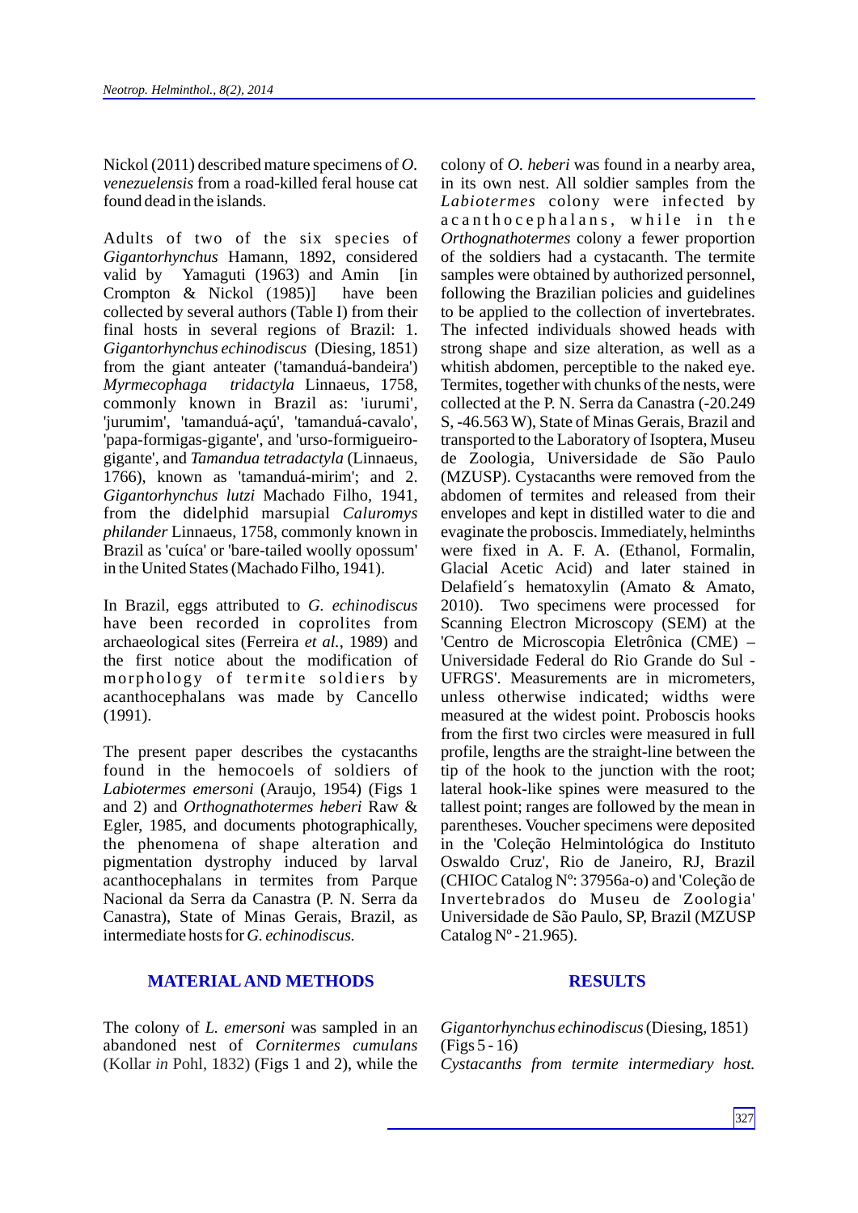Nickol (2011) described mature specimens of *O. venezuelensis* from a road-killed feral house cat found dead in the islands.

Adults of two of the six species of *Gigantorhynchus* Hamann, 1892, considered valid by Yamaguti (1963) and Amin [in Crompton & Nickol (1985)] have been collected by several authors (Table I) from their final hosts in several regions of Brazil: 1. *Gigantorhynchus echinodiscus* (Diesing, 1851) from the giant anteater ('tamanduá-bandeira') *Myrmecophaga tridactyla* Linnaeus, 1758, commonly known in Brazil as: 'iurumi', 'jurumim', 'tamanduá-açú', 'tamanduá-cavalo', 'papa-formigas-gigante', and 'urso-formigueiro-gigante', and *Tamandua tetradactyla* (Linnaeus, 1766), known as 'tamanduá-mirim'; and 2. *Gigantorhynchus lutzi* Machado Filho, 1941, from the didelphid marsupial *Caluromys philander* Linnaeus, 1758, commonly known in Brazil as 'cuíca' or 'bare-tailed woolly opossum' in the United States (Machado Filho, 1941).

In Brazil, eggs attributed to *G. echinodiscus* have been recorded in coprolites from archaeological sites (Ferreira *et al.*, 1989) and the first notice about the modification of morphology of termite soldiers by acanthocephalans was made by Cancello (1991).

The present paper describes the cystacanths found in the hemocoels of soldiers of *Labiotermes emersoni* (Araujo, 1954) (Figs 1 and 2) and *Orthognathotermes heberi* Raw & Egler, 1985, and documents photographically, the phenomena of shape alteration and pigmentation dystrophy induced by larval acanthocephalans in termites from Parque Nacional da Serra da Canastra (P. N. Serra da Canastra), State of Minas Gerais, Brazil, as intermediate hosts for *G. echinodiscus.*

## MATERIAL AND METHODS

The colony of *L. emersoni* was sampled in an abandoned nest of *Cornitermes cumulans* (Kollar *in* Pohl, 1832) (Figs 1 and 2), while the colony of *O. heberi* was found in a nearby area, in its own nest. All soldier samples from the *Labiotermes* colony were infected by acanthocephalans, while in the *Orthognathotermes* colony a fewer proportion of the soldiers had a cystacanth. The termite samples were obtained by authorized personnel, following the Brazilian policies and guidelines to be applied to the collection of invertebrates. The infected individuals showed heads with strong shape and size alteration, as well as a whitish abdomen, perceptible to the naked eye. Termites, together with chunks of the nests, were collected at the P. N. Serra da Canastra (-20.249 S, -46.563 W), State of Minas Gerais, Brazil and transported to the Laboratory of Isoptera, Museu de Zoologia, Universidade de São Paulo (MZUSP). Cystacanths were removed from the abdomen of termites and released from their envelopes and kept in distilled water to die and evaginate the proboscis. Immediately, helminths were fixed in A. F. A. (Ethanol, Formalin, Glacial Acetic Acid) and later stained in Delafield´s hematoxylin (Amato & Amato, 2010). Two specimens were processed for Scanning Electron Microscopy (SEM) at the 'Centro de Microscopia Eletrônica (CME) – Universidade Federal do Rio Grande do Sul - UFRGS'. Measurements are in micrometers, unless otherwise indicated; widths were measured at the widest point. Proboscis hooks from the first two circles were measured in full profile, lengths are the straight-line between the tip of the hook to the junction with the root; lateral hook-like spines were measured to the tallest point; ranges are followed by the mean in parentheses. Voucher specimens were deposited in the 'Coleção Helmintológica do Instituto Oswaldo Cruz', Rio de Janeiro, RJ, Brazil (CHIOC Catalog Nº: 37956a-o) and 'Coleção de Invertebrados do Museu de Zoologia' Universidade de São Paulo, SP, Brazil (MZUSP Catalog Nº - 21.965).

## RESULTS

*Gigantorhynchus echinodiscus* (Diesing, 1851) (Figs 5 - 16)

*Cystacanths from termite intermediary host.*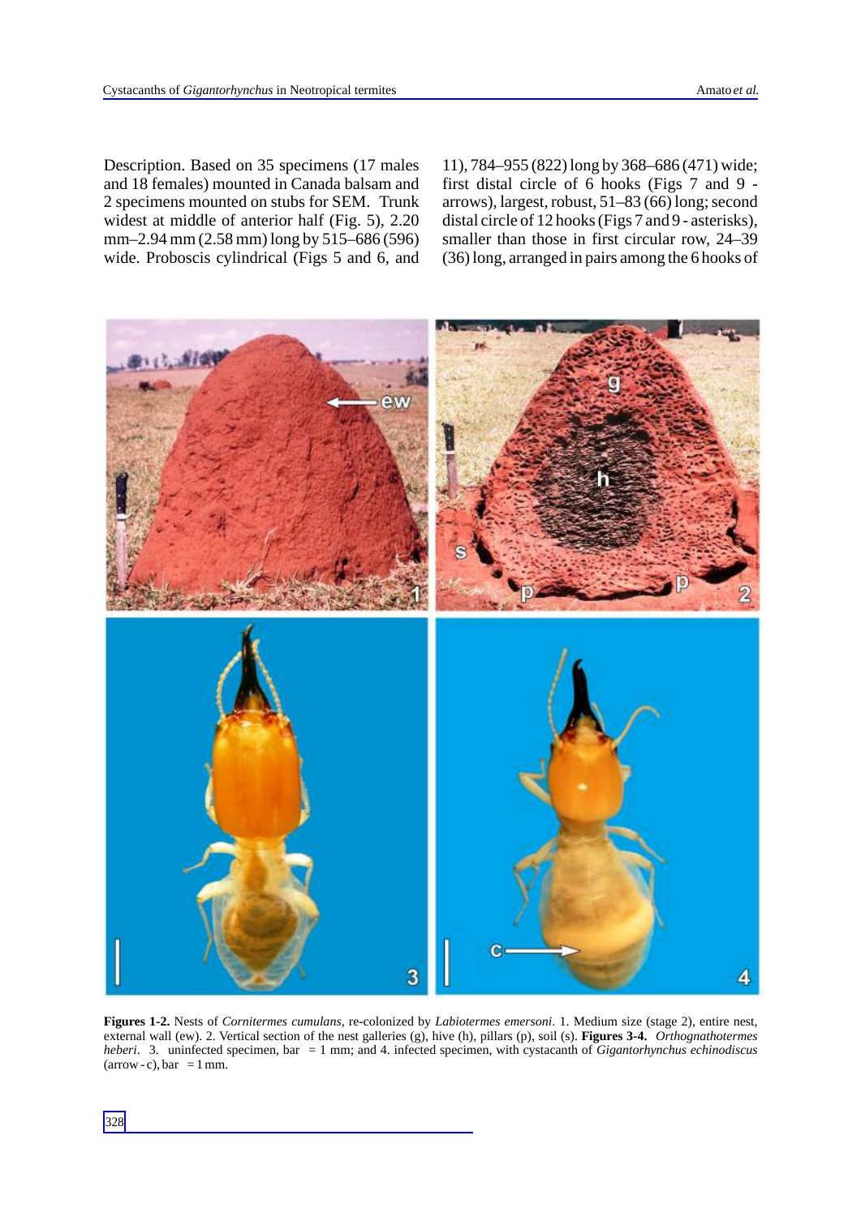Description. Based on 35 specimens (17 males and 18 females) mounted in Canada balsam and 2 specimens mounted on stubs for SEM. Trunk widest at middle of anterior half (Fig. 5), 2.20 mm–2.94 mm (2.58 mm) long by 515–686 (596) wide. Proboscis cylindrical (Figs 5 and 6, and 11), 784–955 (822) long by 368–686 (471) wide; first distal circle of 6 hooks (Figs 7 and 9 - arrows), largest, robust, 51–83 (66) long; second distal circle of 12 hooks (Figs 7 and 9 - asterisks), smaller than those in first circular row, 24–39 (36) long, arranged in pairs among the 6 hooks of

**Figures 1-2.** Nests of *Cornitermes cumulans*, re-colonized by *Labiotermes emersoni*. 1. Medium size (stage 2), entire nest, external wall (ew). 2. Vertical section of the nest galleries (g), hive (h), pillars (p), soil (s). **Figures 3-4.** *Orthognathotermes heberi*. 3. uninfected specimen, bar = 1 mm; and 4. infected specimen, with cystacanth of *Gigantorhynchus echinodiscus* (arrow - c), bar = 1 mm.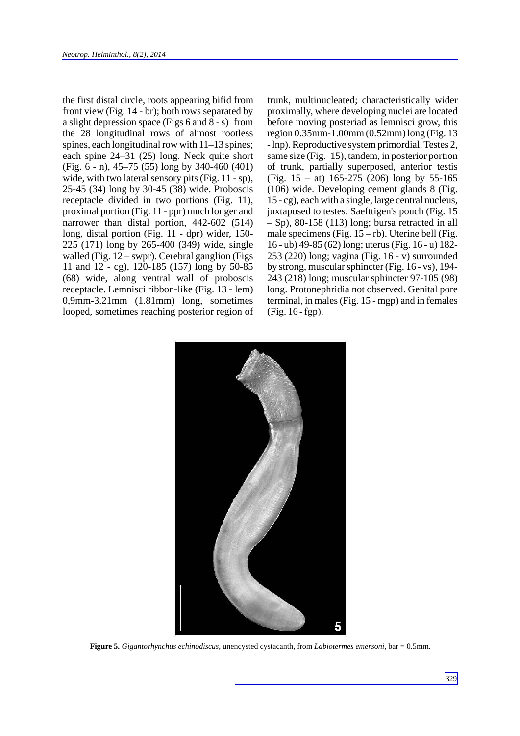the first distal circle, roots appearing bifid from front view (Fig. 14 - br); both rows separated by a slight depression space (Figs 6 and 8 - s) from the 28 longitudinal rows of almost rootless spines, each longitudinal row with 11–13 spines; each spine 24–31 (25) long. Neck quite short (Fig. 6 - n), 45–75 (55) long by 340-460 (401) wide, with two lateral sensory pits (Fig. 11 - sp), 25-45 (34) long by 30-45 (38) wide. Proboscis receptacle divided in two portions (Fig. 11), proximal portion (Fig. 11 - ppr) much longer and narrower than distal portion, 442-602 (514) long, distal portion (Fig. 11 - dpr) wider, 150-225 (171) long by 265-400 (349) wide, single walled (Fig. 12 – swpr). Cerebral ganglion (Figs 11 and 12 - cg), 120-185 (157) long by 50-85 (68) wide, along ventral wall of proboscis receptacle. Lemnisci ribbon-like (Fig. 13 - lem) 0,9mm-3.21mm (1.81mm) long, sometimes looped, sometimes reaching posterior region of trunk, multinucleated; characteristically wider proximally, where developing nuclei are located before moving posteriad as lemnisci grow, this region 0.35mm-1.00mm (0.52mm) long (Fig. 13 - lnp). Reproductive system primordial. Testes 2, same size (Fig. 15), tandem, in posterior portion of trunk, partially superposed, anterior testis (Fig. 15 – at) 165-275 (206) long by 55-165 (106) wide. Developing cement glands 8 (Fig. 15 - cg), each with a single, large central nucleus, juxtaposed to testes. Saefttigen's pouch (Fig. 15 – Sp), 80-158 (113) long; bursa retracted in all male specimens (Fig. 15 – rb). Uterine bell (Fig. 16 - ub) 49-85 (62) long; uterus (Fig. 16 - u) 182-253 (220) long; vagina (Fig. 16 - v) surrounded by strong, muscular sphincter (Fig. 16 - vs), 194-243 (218) long; muscular sphincter 97-105 (98) long. Protonephridia not observed. Genital pore terminal, in males (Fig. 15 - mgp) and in females (Fig. 16 - fgp).

**Figure 5.** *Gigantorhynchus echinodiscus*, unencysted cystacanth, from *Labiotermes emersoni*, bar = 0.5mm.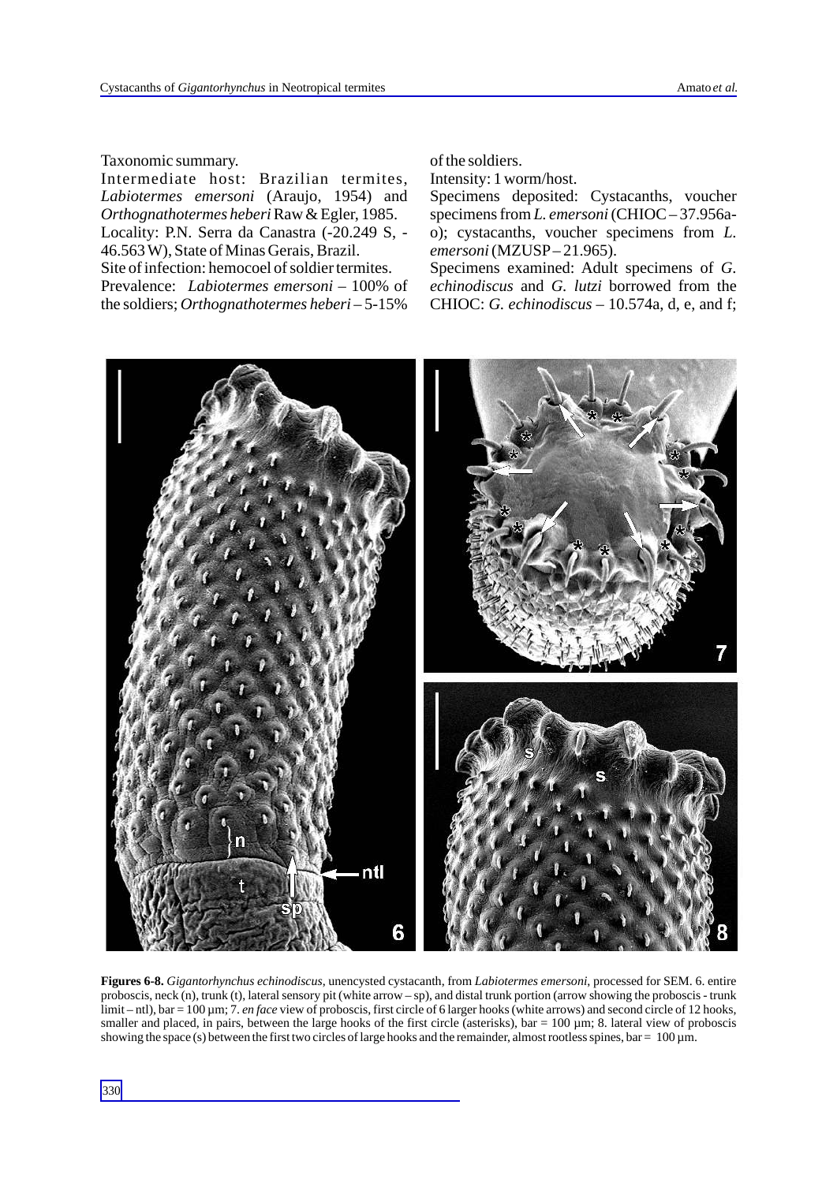Taxonomic summary.

Intermediate host: Brazilian termites, *Labiotermes emersoni* (Araujo, 1954) and *Orthognathotermes heberi* Raw & Egler, 1985.

Locality: P.N. Serra da Canastra (-20.249 S, -46.563 W), State of Minas Gerais, Brazil.

Site of infection: hemocoel of soldier termites.

Prevalence: *Labiotermes emersoni* – 100% of the soldiers; *Orthognathotermes heberi* – 5-15% of the soldiers.

Intensity: 1 worm/host.

Specimens deposited: Cystacanths, voucher specimens from *L. emersoni* (CHIOC – 37.956a-o); cystacanths, voucher specimens from *L. emersoni* (MZUSP – 21.965).

Specimens examined: Adult specimens of *G. echinodiscus* and *G. lutzi* borrowed from the CHIOC: *G. echinodiscus* – 10.574a, d, e, and f;

**Figures 6-8.** *Gigantorhynchus echinodiscus*, unencysted cystacanth, from *Labiotermes emersoni*, processed for SEM. 6. entire proboscis, neck (n), trunk (t), lateral sensory pit (white arrow – sp), and distal trunk portion (arrow showing the proboscis - trunk limit – ntl), bar = 100 µm; 7. *en face* view of proboscis, first circle of 6 larger hooks (white arrows) and second circle of 12 hooks, smaller and placed, in pairs, between the large hooks of the first circle (asterisks), bar = 100 µm; 8. lateral view of proboscis showing the space (s) between the first two circles of large hooks and the remainder, almost rootless spines, bar = 100 µm.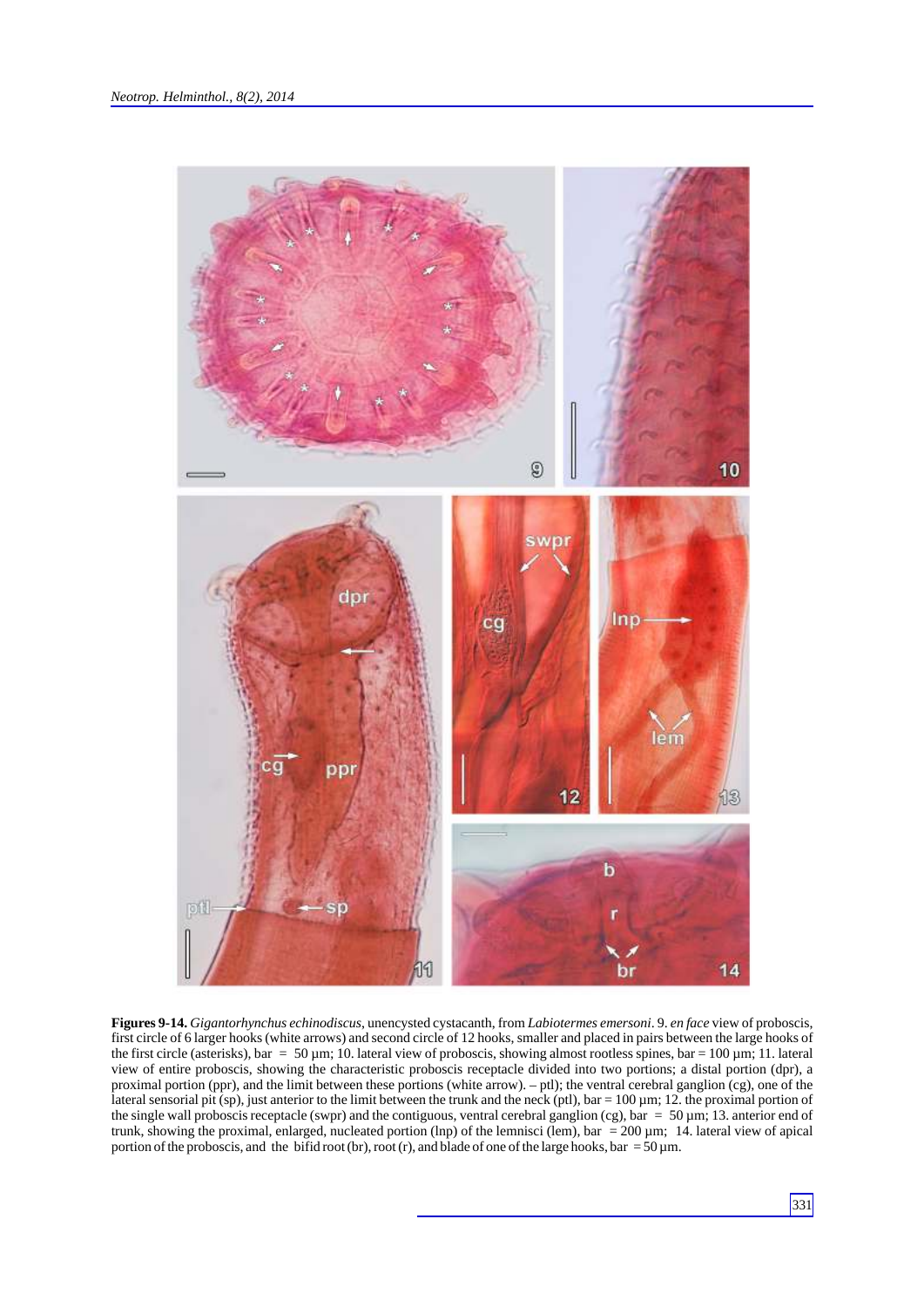**Figures 9-14.** *Gigantorhynchus echinodiscus*, unencysted cystacanth, from *Labiotermes emersoni*. 9. *en face* view of proboscis, first circle of 6 larger hooks (white arrows) and second circle of 12 hooks, smaller and placed in pairs between the large hooks of the first circle (asterisks), bar = 50 µm; 10. lateral view of proboscis, showing almost rootless spines, bar = 100 µm; 11. lateral view of entire proboscis, showing the characteristic proboscis receptacle divided into two portions; a distal portion (dpr), a proximal portion (ppr), and the limit between these portions (white arrow). – ptl); the ventral cerebral ganglion (cg), one of the lateral sensorial pit (sp), just anterior to the limit between the trunk and the neck (ptl), bar = 100 µm; 12. the proximal portion of the single wall proboscis receptacle (swpr) and the contiguous, ventral cerebral ganglion (cg), bar = 50 µm; 13. anterior end of trunk, showing the proximal, enlarged, nucleated portion (lnp) of the lemnisci (lem), bar = 200 µm; 14. lateral view of apical portion of the proboscis, and the bifid root (br), root (r), and blade of one of the large hooks, bar = 50 µm.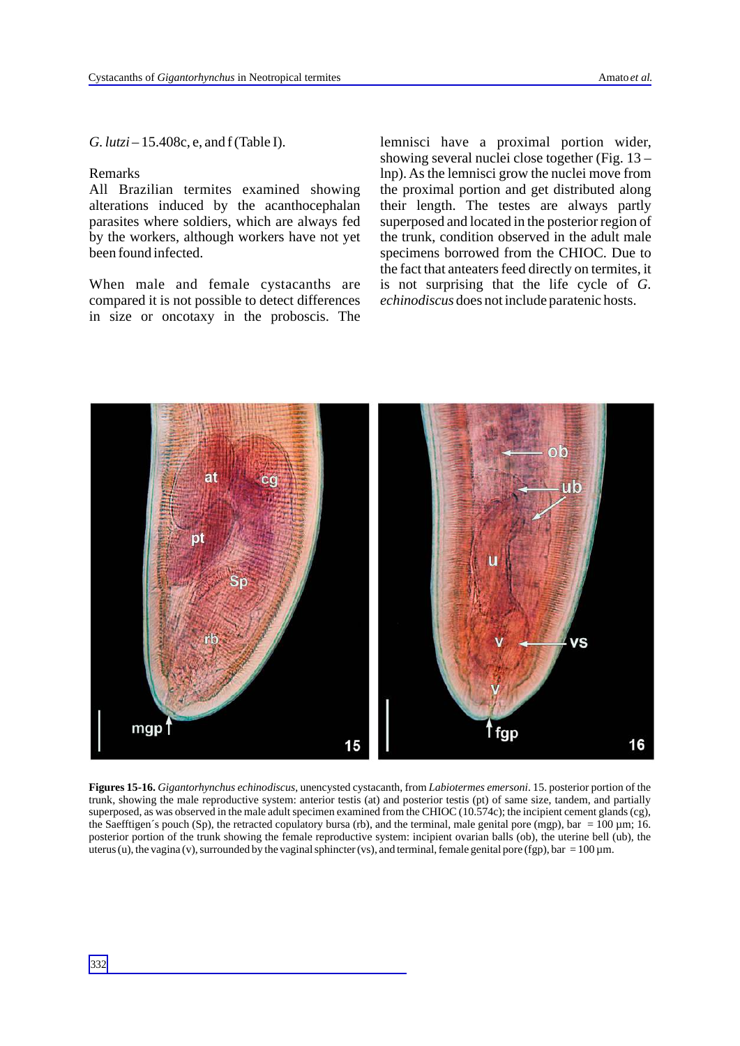*G. lutzi* – 15.408c, e, and f (Table I).

Remarks

All Brazilian termites examined showing alterations induced by the acanthocephalan parasites where soldiers, which are always fed by the workers, although workers have not yet been found infected.

When male and female cystacanths are compared it is not possible to detect differences in size or oncotaxy in the proboscis. The lemnisci have a proximal portion wider, showing several nuclei close together (Fig. 13 – lnp). As the lemnisci grow the nuclei move from the proximal portion and get distributed along their length. The testes are always partly superposed and located in the posterior region of the trunk, condition observed in the adult male specimens borrowed from the CHIOC. Due to the fact that anteaters feed directly on termites, it is not surprising that the life cycle of *G. echinodiscus* does not include paratenic hosts.

**Figures 15-16.** *Gigantorhynchus echinodiscus*, unencysted cystacanth, from *Labiotermes emersoni*. 15. posterior portion of the trunk, showing the male reproductive system: anterior testis (at) and posterior testis (pt) of same size, tandem, and partially superposed, as was observed in the male adult specimen examined from the CHIOC (10.574c); the incipient cement glands (cg), the Saefftigen´s pouch (Sp), the retracted copulatory bursa (rb), and the terminal, male genital pore (mgp), bar = 100 µm; 16. posterior portion of the trunk showing the female reproductive system: incipient ovarian balls (ob), the uterine bell (ub), the uterus (u), the vagina (v), surrounded by the vaginal sphincter (vs), and terminal, female genital pore (fgp), bar = 100 µm.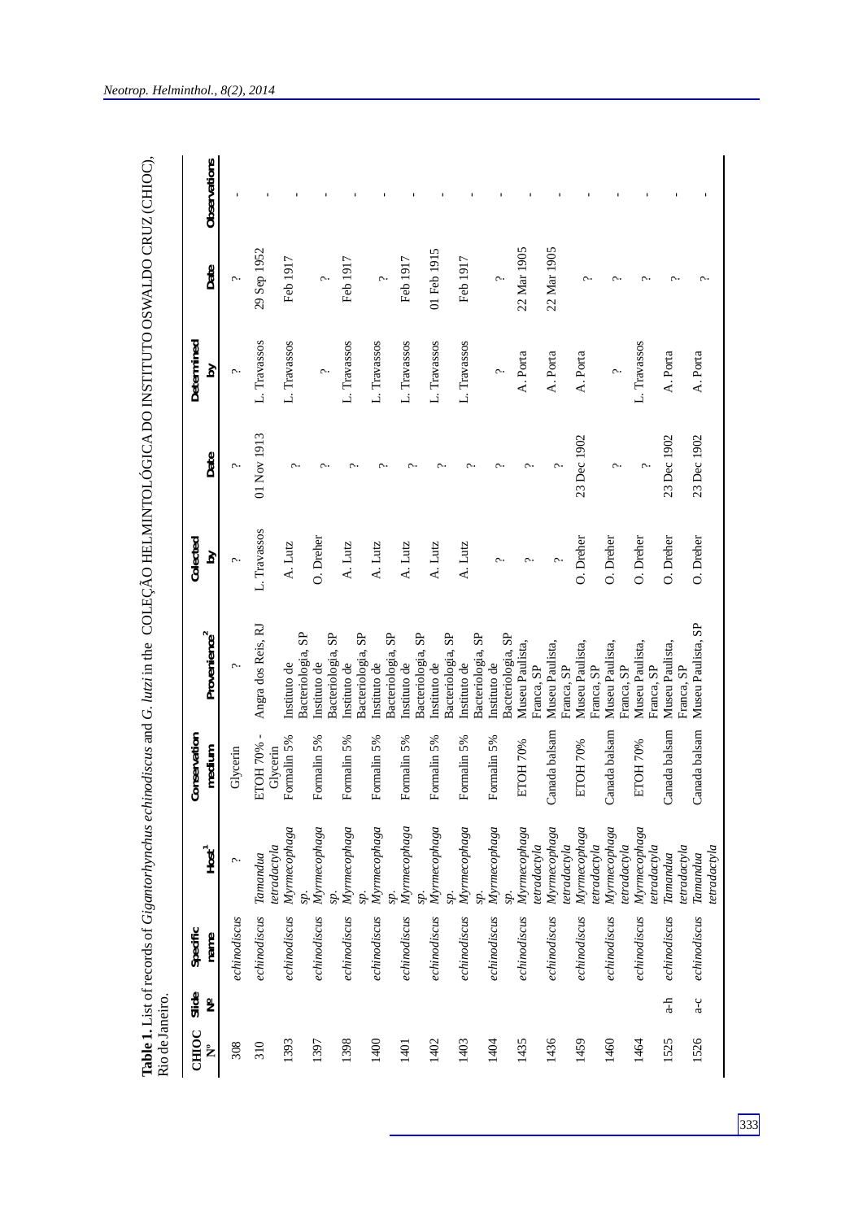**Table 1.** List of records of *Gigantorhynchus echinodiscus* and *G. lutzi* in the COLEÇÃO HELMINTOLÓGICA DO INSTITUTO OSWALDO CRUZ (CHIOC), Rio de Janeiro.

| CHIOC Nº | Slide Nº | Specific name | Host[1] | Conservation medium | Provenience[2] | Colected by | Date | Determined by | Date | Observations |
|---|---|---|---|---|---|---|---|---|---|---|
| 308 | | *echinodiscus* | ? | Glycerin | ? | ? | ? | ? | ? | - |
| 310 | | *echinodiscus* | *Tamandua tetradactyla* | ETOH 70% - Glycerin | Angra dos Reis, RJ | L. Travassos | 01 Nov 1913 | L. Travassos | 29 Sep 1952 | - |
| 1393 | | *echinodiscus* | *Myrmecophaga sp.* | Formalin 5% | Instituto de Bacteriologia, SP | A. Lutz | ? | L. Travassos | Feb 1917 | - |
| 1397 | | *echinodiscus* | *Myrmecophaga sp.* | Formalin 5% | Instituto de Bacteriologia, SP | O. Dreher | ? | ? | ? | - |
| 1398 | | *echinodiscus* | *Myrmecophaga sp.* | Formalin 5% | Instituto de Bacteriologia, SP | A. Lutz | ? | L. Travassos | Feb 1917 | - |
| 1400 | | *echinodiscus* | *Myrmecophaga sp.* | Formalin 5% | Instituto de Bacteriologia, SP | A. Lutz | ? | L. Travassos | ? | - |
| 1401 | | *echinodiscus* | *Myrmecophaga sp.* | Formalin 5% | Instituto de Bacteriologia, SP | A. Lutz | ? | L. Travassos | Feb 1917 | - |
| 1402 | | *echinodiscus* | *Myrmecophaga sp.* | Formalin 5% | Instituto de Bacteriologia, SP | A. Lutz | ? | L. Travassos | 01 Feb 1915 | - |
| 1403 | | *echinodiscus* | *Myrmecophaga sp.* | Formalin 5% | Instituto de Bacteriologia, SP | A. Lutz | ? | L. Travassos | Feb 1917 | - |
| 1404 | | *echinodiscus* | *Myrmecophaga sp.* | Formalin 5% | Instituto de Bacteriologia, SP | ? | ? | ? | ? | - |
| 1435 | | *echinodiscus* | *Myrmecophaga tetradactyla* | ETOH 70% | Museu Paulista, Franca, SP | ? | ? | A. Porta | 22 Mar 1905 | - |
| 1436 | | *echinodiscus* | *Myrmecophaga tetradactyla* | Canada balsam | Museu Paulista, Franca, SP | ? | ? | A. Porta | 22 Mar 1905 | - |
| 1459 | | *echinodiscus* | *Myrmecophaga tetradactyla* | ETOH 70% | Museu Paulista, Franca, SP | O. Dreher | 23 Dec 1902 | A. Porta | ? | - |
| 1460 | | *echinodiscus* | *Myrmecophaga tetradactyla* | Canada balsam | Museu Paulista, Franca, SP | O. Dreher | ? | ? | ? | - |
| 1464 | | *echinodiscus* | *Myrmecophaga tetradactyla* | ETOH 70% | Museu Paulista, Franca, SP | O. Dreher | ? | L. Travassos | ? | - |
| 1525 | a-h | *echinodiscus* | *Tamandua tetradactyla* | Canada balsam | Museu Paulista, Franca, SP | O. Dreher | 23 Dec 1902 | A. Porta | ? | - |
| 1526 | a-c | *echinodiscus* | *Tamandua tetradactyla* | Canada balsam | Museu Paulista, SP | O. Dreher | 23 Dec 1902 | A. Porta | ? | - |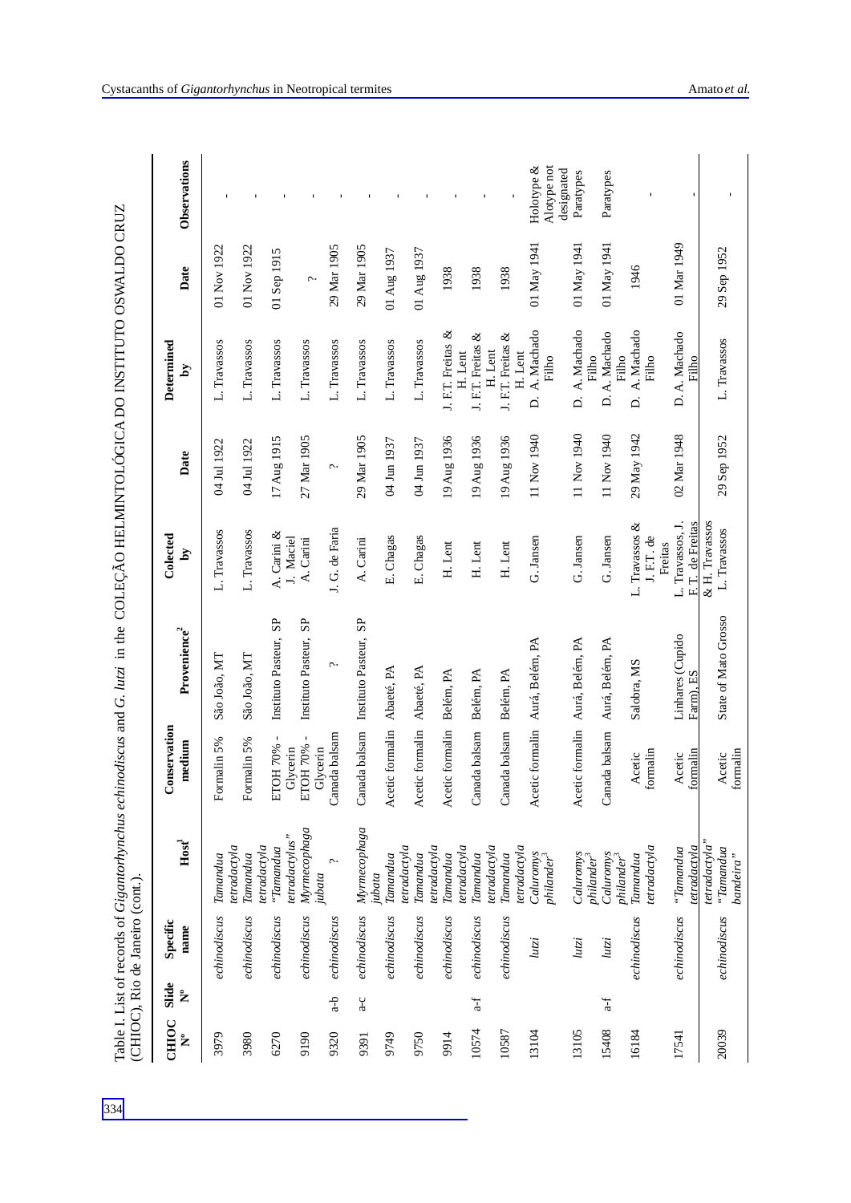Table I. List of records of *Gigantorhynchus echinodiscus* and *G. lutzi* in the COLEÇÃO HELMINTOLÓGICA DO INSTITUTO OSWALDO CRUZ (CHIOC), Rio de Janeiro (cont.).

| CHIOC Nº | Slide Nº | Specific name | Host[1] | Conservation medium | Provenience[2] | Colected by | Date | Determined by | Date | Observations |
|---|---|---|---|---|---|---|---|---|---|---|
| 3979 | | *echinodiscus* | *Tamandua tetradactyla* | Formalin 5% | São João, MT | L. Travassos | 04 Jul 1922 | L. Travassos | 01 Nov 1922 | - |
| 3980 | | *echinodiscus* | *Tamandua tetradactyla* | Formalin 5% | São João, MT | L. Travassos | 04 Jul 1922 | L. Travassos | 01 Nov 1922 | - |
| 6270 | | *echinodiscus* | "*Tamandua tetradactylus*" | ETOH 70% - Glycerin | Instituto Pasteur, SP | A. Carini & J. Maciel | 17 Aug 1915 | L. Travassos | 01 Sep 1915 | - |
| 9190 | | *echinodiscus* | *Myrmecophaga jubata* | ETOH 70% - Glycerin | Instituto Pasteur, SP | A. Carini | 27 Mar 1905 | L. Travassos | ? | - |
| 9320 | a-b | *echinodiscus* | ? | Canada balsam | ? | J. G. de Faria | ? | L. Travassos | 29 Mar 1905 | - |
| 9391 | a-c | *echinodiscus* | *Myrmecophaga jubata* | Canada balsam | Instituto Pasteur, SP | A. Carini | 29 Mar 1905 | L. Travassos | 29 Mar 1905 | - |
| 9749 | | *echinodiscus* | *Tamandua tetradactyla* | Acetic formalin | Abaeté, PA | E. Chagas | 04 Jun 1937 | L. Travassos | 01 Aug 1937 | - |
| 9750 | | *echinodiscus* | *Tamandua tetradactyla* | Acetic formalin | Abaeté, PA | E. Chagas | 04 Jun 1937 | L. Travassos | 01 Aug 1937 | - |
| 9914 | | *echinodiscus* | *Tamandua tetradactyla* | Acetic formalin | Belém, PA | H. Lent | 19 Aug 1936 | J. F.T. Freitas & H. Lent | 1938 | - |
| 10574 | a-f | *echinodiscus* | *Tamandua tetradactyla* | Canada balsam | Belém, PA | H. Lent | 19 Aug 1936 | J. F.T. Freitas & H. Lent | 1938 | - |
| 10587 | | *echinodiscus* | *Tamandua tetradactyla* | Canada balsam | Belém, PA | H. Lent | 19 Aug 1936 | J. F.T. Freitas & H. Lent | 1938 | - |
| 13104 | | *lutzi* | *Caluromys philander*[3] | Acetic formalin | Aurá, Belém, PA | G. Jansen | 11 Nov 1940 | D. A. Machado Filho | 01 May 1941 | Holotype & Alotype not designated |
| 13105 | | *lutzi* | *Caluromys philander*[3] | Acetic formalin | Aurá, Belém, PA | G. Jansen | 11 Nov 1940 | D. A. Machado Filho | 01 May 1941 | Paratypes |
| 15408 | a-f | *lutzi* | *Caluromys philander*[3] | Canada balsam | Aurá, Belém, PA | G. Jansen | 11 Nov 1940 | D. A. Machado Filho | 01 May 1941 | Paratypes |
| 16184 | | *echinodiscus* | *Tamandua tetradactyla* | Acetic formalin | Salobra, MS | L. Travassos & J. F.T. de Freitas | 29 May 1942 | D. A. Machado Filho | 1946 | - |
| 17541 | | *echinodiscus* | "*Tamandua tetradactyla*" | Acetic formalin | Linhares (Cupido Farm), ES | L. Travassos, J. F.T. de Freitas & H. Travassos | 02 Mar 1948 | D. A. Machado Filho | 01 Mar 1949 | - |
| 20039 | | *echinodiscus* | "*Tamandua bandeira*" | Acetic formalin | State of Mato Grosso | L. Travassos | 29 Sep 1952 | L. Travassos | 29 Sep 1952 | - |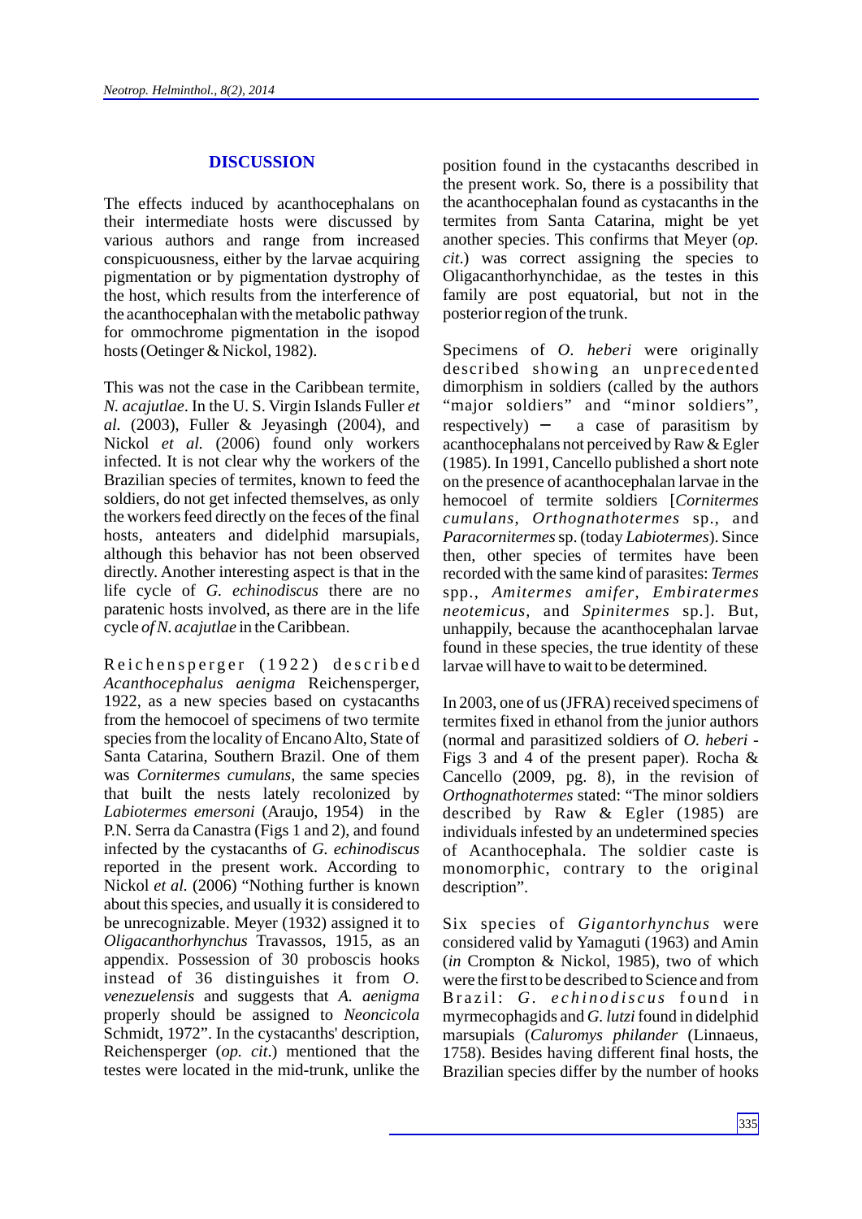## DISCUSSION

The effects induced by acanthocephalans on their intermediate hosts were discussed by various authors and range from increased conspicuousness, either by the larvae acquiring pigmentation or by pigmentation dystrophy of the host, which results from the interference of the acanthocephalan with the metabolic pathway for ommochrome pigmentation in the isopod hosts (Oetinger & Nickol, 1982).

This was not the case in the Caribbean termite, *N. acajutlae*. In the U. S. Virgin Islands Fuller *et al.* (2003), Fuller & Jeyasingh (2004), and Nickol *et al.* (2006) found only workers infected. It is not clear why the workers of the Brazilian species of termites, known to feed the soldiers, do not get infected themselves, as only the workers feed directly on the feces of the final hosts, anteaters and didelphid marsupials, although this behavior has not been observed directly. Another interesting aspect is that in the life cycle of *G. echinodiscus* there are no paratenic hosts involved, as there are in the life cycle *of N. acajutlae* in the Caribbean.

Reichensperger (1922) described *Acanthocephalus aenigma* Reichensperger, 1922, as a new species based on cystacanths from the hemocoel of specimens of two termite species from the locality of Encano Alto, State of Santa Catarina, Southern Brazil. One of them was *Cornitermes cumulans*, the same species that built the nests lately recolonized by *Labiotermes emersoni* (Araujo, 1954) in the P.N. Serra da Canastra (Figs 1 and 2), and found infected by the cystacanths of *G. echinodiscus* reported in the present work. According to Nickol *et al.* (2006) "Nothing further is known about this species, and usually it is considered to be unrecognizable. Meyer (1932) assigned it to *Oligacanthorhynchus* Travassos, 1915, as an appendix. Possession of 30 proboscis hooks instead of 36 distinguishes it from *O. venezuelensis* and suggests that *A. aenigma* properly should be assigned to *Neoncicola* Schmidt, 1972". In the cystacanths' description, Reichensperger (*op. cit*.) mentioned that the testes were located in the mid-trunk, unlike the position found in the cystacanths described in the present work. So, there is a possibility that the acanthocephalan found as cystacanths in the termites from Santa Catarina, might be yet another species. This confirms that Meyer (*op. cit*.) was correct assigning the species to Oligacanthorhynchidae, as the testes in this family are post equatorial, but not in the posterior region of the trunk.

Specimens of *O. heberi* were originally described showing an unprecedented dimorphism in soldiers (called by the authors "major soldiers" and "minor soldiers", respectively) − a case of parasitism by acanthocephalans not perceived by Raw & Egler (1985). In 1991, Cancello published a short note on the presence of acanthocephalan larvae in the hemocoel of termite soldiers [*Cornitermes cumulans*, *Orthognathotermes* sp., and *Paracornitermes* sp. (today *Labiotermes*). Since then, other species of termites have been recorded with the same kind of parasites: *Termes* spp., *Amitermes amifer*, *Embiratermes neotemicus*, and *Spinitermes* sp.]. But, unhappily, because the acanthocephalan larvae found in these species, the true identity of these larvae will have to wait to be determined.

In 2003, one of us (JFRA) received specimens of termites fixed in ethanol from the junior authors (normal and parasitized soldiers of *O. heberi* - Figs 3 and 4 of the present paper). Rocha & Cancello (2009, pg. 8), in the revision of *Orthognathotermes* stated: "The minor soldiers described by Raw & Egler (1985) are individuals infested by an undetermined species of Acanthocephala. The soldier caste is monomorphic, contrary to the original description".

Six species of *Gigantorhynchus* were considered valid by Yamaguti (1963) and Amin (*in* Crompton & Nickol, 1985), two of which were the first to be described to Science and from Brazil: *G. echinodiscus* found in myrmecophagids and *G. lutzi* found in didelphid marsupials (*Caluromys philander* (Linnaeus, 1758). Besides having different final hosts, the Brazilian species differ by the number of hooks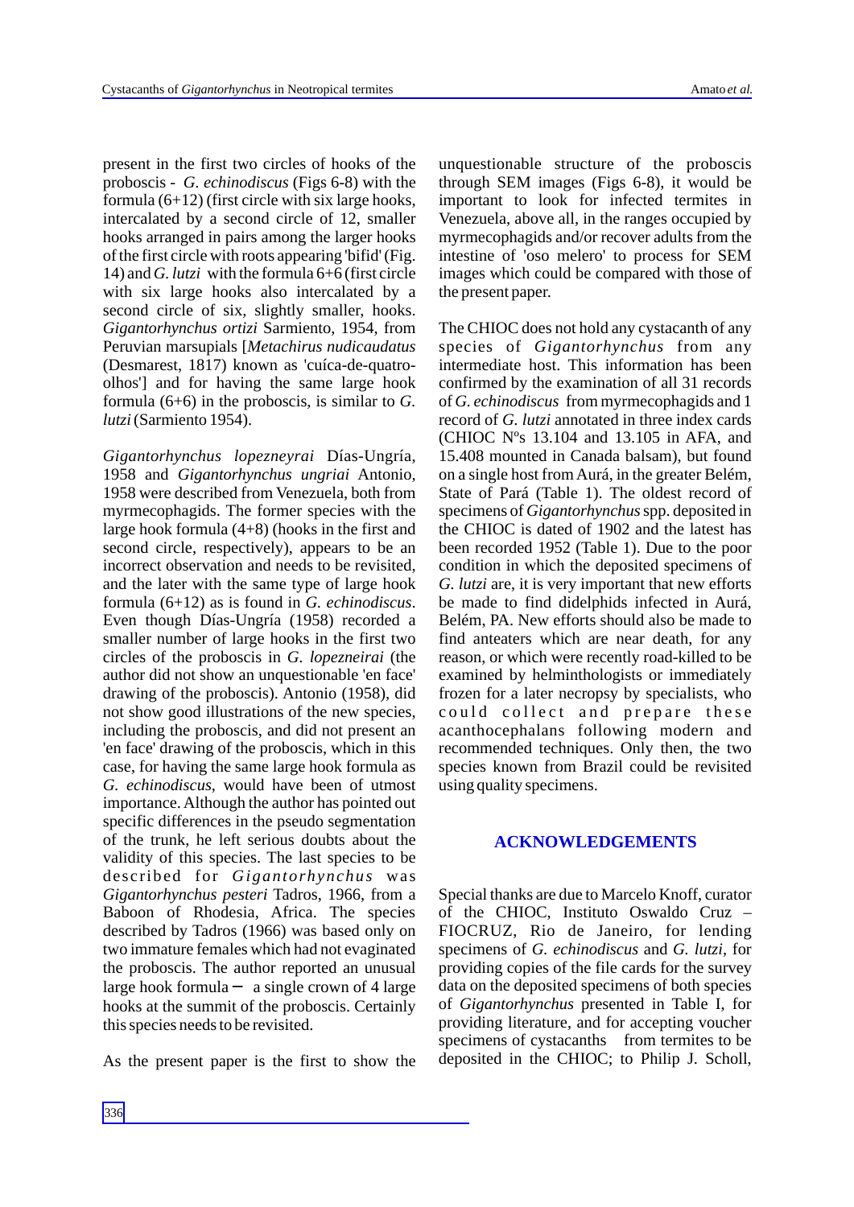present in the first two circles of hooks of the proboscis - *G. echinodiscus* (Figs 6-8) with the formula (6+12) (first circle with six large hooks, intercalated by a second circle of 12, smaller hooks arranged in pairs among the larger hooks of the first circle with roots appearing 'bifid' (Fig. 14) and *G. lutzi* with the formula 6+6 (first circle with six large hooks also intercalated by a second circle of six, slightly smaller, hooks. *Gigantorhynchus ortizi* Sarmiento, 1954, from Peruvian marsupials [*Metachirus nudicaudatus* (Desmarest, 1817) known as 'cuíca-de-quatro-olhos'] and for having the same large hook formula (6+6) in the proboscis, is similar to *G. lutzi* (Sarmiento 1954).

*Gigantorhynchus lopezneyrai* Días-Ungría, 1958 and *Gigantorhynchus ungriai* Antonio, 1958 were described from Venezuela, both from myrmecophagids. The former species with the large hook formula (4+8) (hooks in the first and second circle, respectively), appears to be an incorrect observation and needs to be revisited, and the later with the same type of large hook formula (6+12) as is found in *G. echinodiscus*. Even though Días-Ungría (1958) recorded a smaller number of large hooks in the first two circles of the proboscis in *G. lopezneirai* (the author did not show an unquestionable 'en face' drawing of the proboscis). Antonio (1958), did not show good illustrations of the new species, including the proboscis, and did not present an 'en face' drawing of the proboscis, which in this case, for having the same large hook formula as *G. echinodiscus*, would have been of utmost importance. Although the author has pointed out specific differences in the pseudo segmentation of the trunk, he left serious doubts about the validity of this species. The last species to be described for *Gigantorhynchus* was *Gigantorhynchus pesteri* Tadros, 1966, from a Baboon of Rhodesia, Africa. The species described by Tadros (1966) was based only on two immature females which had not evaginated the proboscis. The author reported an unusual large hook formula − a single crown of 4 large hooks at the summit of the proboscis. Certainly this species needs to be revisited.

As the present paper is the first to show the unquestionable structure of the proboscis through SEM images (Figs 6-8), it would be important to look for infected termites in Venezuela, above all, in the ranges occupied by myrmecophagids and/or recover adults from the intestine of 'oso melero' to process for SEM images which could be compared with those of the present paper.

The CHIOC does not hold any cystacanth of any species of *Gigantorhynchus* from any intermediate host. This information has been confirmed by the examination of all 31 records of *G. echinodiscus* from myrmecophagids and 1 record of *G. lutzi* annotated in three index cards (CHIOC Nºs 13.104 and 13.105 in AFA, and 15.408 mounted in Canada balsam), but found on a single host from Aurá, in the greater Belém, State of Pará (Table 1). The oldest record of specimens of *Gigantorhynchus* spp. deposited in the CHIOC is dated of 1902 and the latest has been recorded 1952 (Table 1). Due to the poor condition in which the deposited specimens of *G. lutzi* are, it is very important that new efforts be made to find didelphids infected in Aurá, Belém, PA. New efforts should also be made to find anteaters which are near death, for any reason, or which were recently road-killed to be examined by helminthologists or immediately frozen for a later necropsy by specialists, who could collect and prepare these acanthocephalans following modern and recommended techniques. Only then, the two species known from Brazil could be revisited using quality specimens.

## ACKNOWLEDGEMENTS

Special thanks are due to Marcelo Knoff, curator of the CHIOC, Instituto Oswaldo Cruz – FIOCRUZ, Rio de Janeiro, for lending specimens of *G. echinodiscus* and *G. lutzi*, for providing copies of the file cards for the survey data on the deposited specimens of both species of *Gigantorhynchus* presented in Table I, for providing literature, and for accepting voucher specimens of cystacanths from termites to be deposited in the CHIOC; to Philip J. Scholl,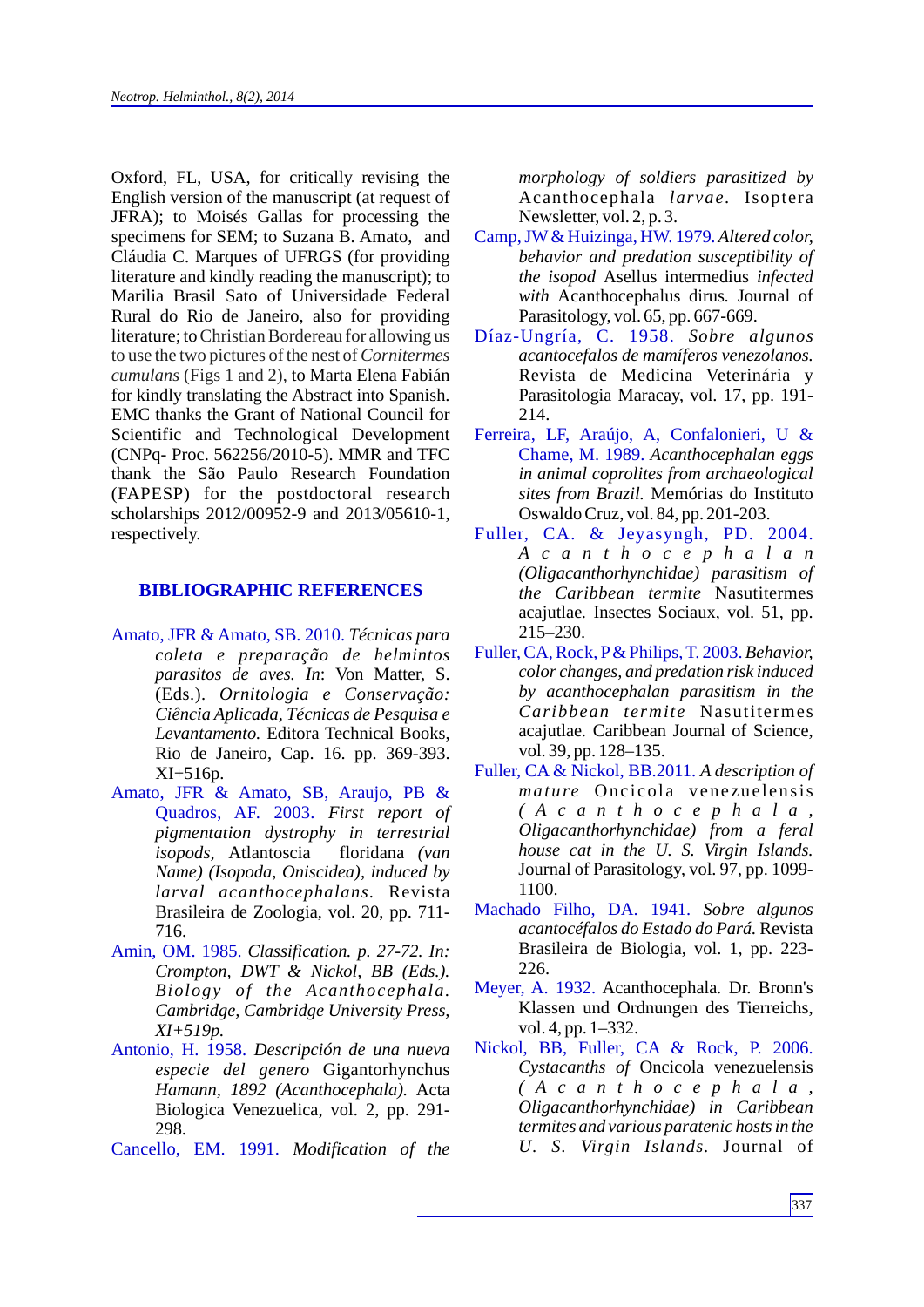Oxford, FL, USA, for critically revising the English version of the manuscript (at request of JFRA); to Moisés Gallas for processing the specimens for SEM; to Suzana B. Amato, and Cláudia C. Marques of UFRGS (for providing literature and kindly reading the manuscript); to Marilia Brasil Sato of Universidade Federal Rural do Rio de Janeiro, also for providing literature; to Christian Bordereau for allowing us to use the two pictures of the nest of *Cornitermes cumulans* (Figs 1 and 2), to Marta Elena Fabián for kindly translating the Abstract into Spanish. EMC thanks the Grant of National Council for Scientific and Technological Development (CNPq- Proc. 562256/2010-5). MMR and TFC thank the São Paulo Research Foundation (FAPESP) for the postdoctoral research scholarships 2012/00952-9 and 2013/05610-1, respectively.

## BIBLIOGRAPHIC REFERENCES

Amato, JFR & Amato, SB. 2010. *Técnicas para coleta e preparação de helmintos parasitos de aves. In*: Von Matter, S. (Eds.). *Ornitologia e Conservação: Ciência Aplicada, Técnicas de Pesquisa e Levantamento.* Editora Technical Books, Rio de Janeiro, Cap. 16. pp. 369-393. XI+516p.

Amato, JFR & Amato, SB, Araujo, PB & Quadros, AF. 2003. *First report of pigmentation dystrophy in terrestrial isopods,* Atlantoscia floridana *(van Name) (Isopoda, Oniscidea), induced by larval acanthocephalans.* Revista Brasileira de Zoologia, vol. 20, pp. 711-716.

Amin, OM. 1985. *Classification. p. 27-72. In: Crompton, DWT & Nickol, BB (Eds.). Biology of the Acanthocephala. Cambridge, Cambridge University Press, XI+519p.*

Antonio, H. 1958. *Descripción de una nueva especie del genero* Gigantorhynchus *Hamann, 1892 (Acanthocephala).* Acta Biologica Venezuelica, vol. 2, pp. 291-298.

Cancello, EM. 1991. *Modification of the morphology of soldiers parasitized by* Acanthocephala *larvae.* Isoptera Newsletter, vol. 2, p. 3.

Camp, JW & Huizinga, HW. 1979. *Altered color, behavior and predation susceptibility of the isopod* Asellus intermedius *infected with* Acanthocephalus dirus*.* Journal of Parasitology, vol. 65, pp. 667-669.

Díaz-Ungría, C. 1958. *Sobre algunos acantocefalos de mamíferos venezolanos.* Revista de Medicina Veterinária y Parasitologia Maracay, vol. 17, pp. 191-214.

Ferreira, LF, Araújo, A, Confalonieri, U & Chame, M. 1989. *Acanthocephalan eggs in animal coprolites from archaeological sites from Brazil.* Memórias do Instituto Oswaldo Cruz, vol. 84, pp. 201-203.

Fuller, CA. & Jeyasyngh, PD. 2004. *Acanthocephalan (Oligacanthorhynchidae) parasitism of the Caribbean termite* Nasutitermes acajutlae*.* Insectes Sociaux, vol. 51, pp. 215–230.

Fuller, CA, Rock, P & Philips, T. 2003. *Behavior, color changes, and predation risk induced by acanthocephalan parasitism in the Caribbean termite* Nasutitermes acajutlae*.* Caribbean Journal of Science, vol. 39, pp. 128–135.

Fuller, CA & Nickol, BB.2011. *A description of mature* Oncicola venezuelensis *(Acanthocephala, Oligacanthorhynchidae) from a feral house cat in the U. S. Virgin Islands.* Journal of Parasitology, vol. 97, pp. 1099-1100.

Machado Filho, DA. 1941. *Sobre algunos acantocéfalos do Estado do Pará.* Revista Brasileira de Biologia, vol. 1, pp. 223-226.

Meyer, A. 1932. Acanthocephala*.* Dr. Bronn's Klassen und Ordnungen des Tierreichs, vol. 4, pp. 1–332.

Nickol, BB, Fuller, CA & Rock, P. 2006. *Cystacanths of* Oncicola venezuelensis *(Acanthocephala, Oligacanthorhynchidae) in Caribbean termites and various paratenic hosts in the U. S. Virgin Islands.* Journal of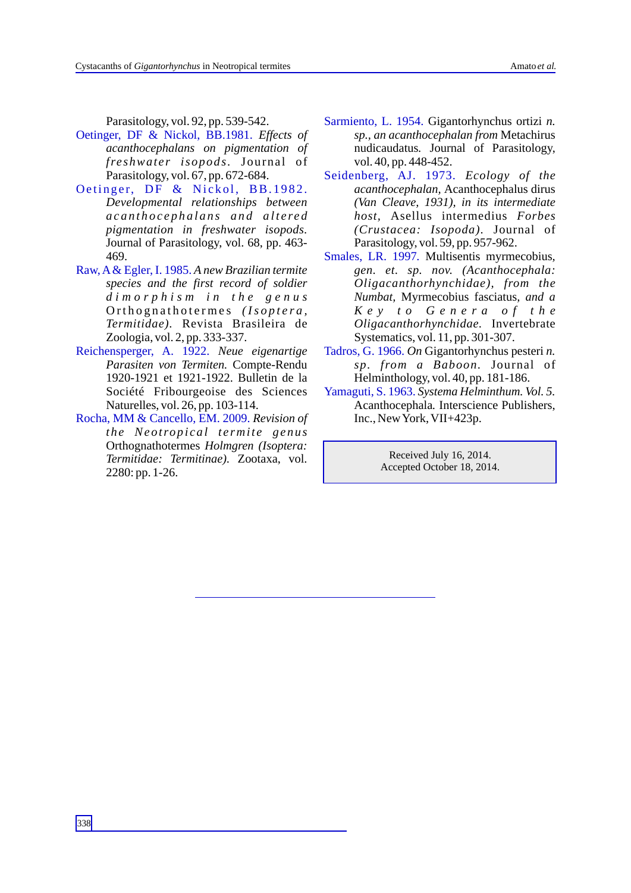Parasitology, vol. 92, pp. 539-542.

Oetinger, DF & Nickol, BB.1981. *Effects of acanthocephalans on pigmentation of freshwater isopods*. Journal of Parasitology, vol. 67, pp. 672-684.

Oetinger, DF & Nickol, BB.1982. *Developmental relationships between acanthocephalans and altered pigmentation in freshwater isopods*. Journal of Parasitology, vol. 68, pp. 463-469.

Raw, A & Egler, I. 1985. *A new Brazilian termite species and the first record of soldier dimorphism in the genus* Orthognathotermes *(Isoptera, Termitidae)*. Revista Brasileira de Zoologia, vol. 2, pp. 333-337.

Reichensperger, A. 1922. *Neue eigenartige Parasiten von Termiten*. Compte-Rendu 1920-1921 et 1921-1922. Bulletin de la Société Fribourgeoise des Sciences Naturelles, vol. 26, pp. 103-114.

Rocha, MM & Cancello, EM. 2009. *Revision of the Neotropical termite genus* Orthognathotermes *Holmgren (Isoptera: Termitidae: Termitinae)*. Zootaxa, vol. 2280: pp. 1-26.

Sarmiento, L. 1954. Gigantorhynchus ortizi *n. sp., an acanthocephalan from* Metachirus nudicaudatus. Journal of Parasitology, vol. 40, pp. 448-452.

Seidenberg, AJ. 1973. *Ecology of the acanthocephalan*, Acanthocephalus dirus *(Van Cleave, 1931), in its intermediate host*, Asellus intermedius *Forbes (Crustacea: Isopoda)*. Journal of Parasitology, vol. 59, pp. 957-962.

Smales, LR. 1997. Multisentis myrmecobius, *gen. et. sp. nov. (Acanthocephala: Oligacanthorhynchidae), from the Numbat,* Myrmecobius fasciatus, *and a Key to Genera of the Oligacanthorhynchidae*. Invertebrate Systematics, vol. 11, pp. 301-307.

Tadros, G. 1966. *On* Gigantorhynchus pesteri *n. sp. from a Baboon*. Journal of Helminthology, vol. 40, pp. 181-186.

Yamaguti, S. 1963. *Systema Helminthum. Vol. 5.* Acanthocephala. Interscience Publishers, Inc., New York, VII+423p.

Received July 16, 2014.
Accepted October 18, 2014.